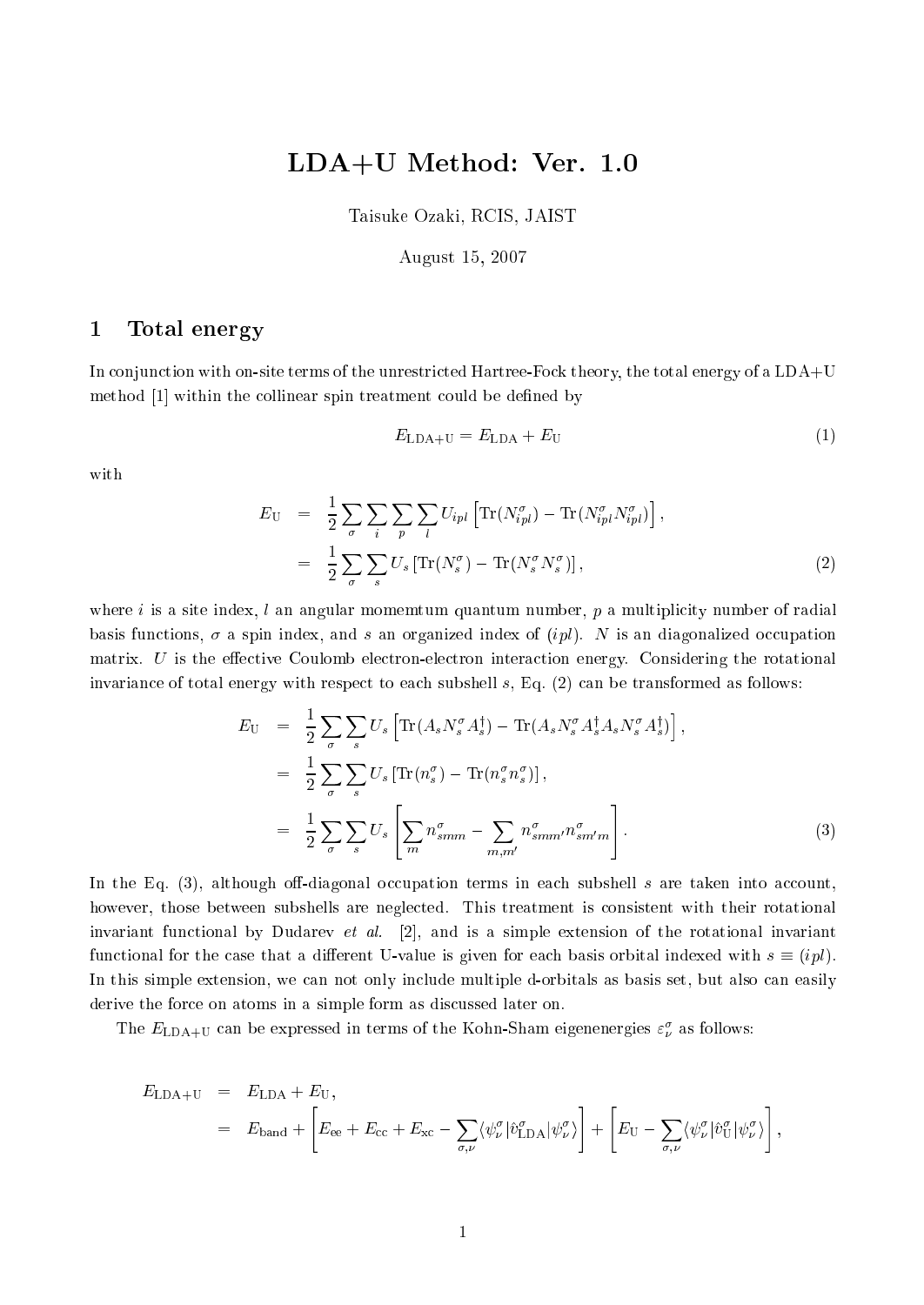# LDA+U Method: Ver. 1.0

Taisuke Ozaki, RCIS, JAIST

August 15, 2007

## 1 Total energy

In conjunction with on-site terms of the unrestricted Hartree-Fock theory, the total energy of a LDA+U method [1] within the collinear spin treatment could be defined by

$$E_{\rm LDA+U} = E_{\rm LDA} + E_{\rm U} \tag{1}$$

with

$$\begin{aligned} E_{\rm U} &= \frac{1}{2}\sum_{\sigma}\sum_{i}\sum_{p}\sum_{l} U_{ipl}\left[{\rm Tr}(N^{\sigma}_{ipl}) - {\rm Tr}(N^{\sigma}_{ipl}N^{\sigma}_{ipl})\right], \\ &= \frac{1}{2}\sum_{\sigma}\sum_{s} U_{s}\left[{\rm Tr}(N^{\sigma}_{s}) - {\rm Tr}(N^{\sigma}_{s}N^{\sigma}_{s})\right], \end{aligned} \tag{2}$$

where $i$ is a site index, $l$ an angular momemtum quantum number, $p$ a multiplicity number of radial basis functions, $\sigma$ a spin index, and $s$ an organized index of $(ipl)$. $N$ is an diagonalized occupation matrix. $U$ is the effective Coulomb electron-electron interaction energy. Considering the rotational invariance of total energy with respect to each subshell $s$, Eq. (2) can be transformed as follows:

$$\begin{aligned} E_{\rm U} &= \frac{1}{2}\sum_{\sigma}\sum_{s} U_{s}\left[{\rm Tr}(A_{s}N^{\sigma}_{s}A^{\dagger}_{s}) - {\rm Tr}(A_{s}N^{\sigma}_{s}A^{\dagger}_{s}A_{s}N^{\sigma}_{s}A^{\dagger}_{s})\right], \\ &= \frac{1}{2}\sum_{\sigma}\sum_{s} U_{s}\left[{\rm Tr}(n^{\sigma}_{s}) - {\rm Tr}(n^{\sigma}_{s}n^{\sigma}_{s})\right], \\ &= \frac{1}{2}\sum_{\sigma}\sum_{s} U_{s}\left[\sum_{m} n^{\sigma}_{smm} - \sum_{m,m'} n^{\sigma}_{smm'}n^{\sigma}_{sm'm}\right]. \end{aligned} \tag{3}$$

In the Eq. (3), although off-diagonal occupation terms in each subshell $s$ are taken into account, however, those between subshells are neglected. This treatment is consistent with their rotational invariant functional by Dudarev *et al.* [2], and is a simple extension of the rotational invariant functional for the case that a different U-value is given for each basis orbital indexed with $s \equiv (ipl)$. In this simple extension, we can not only include multiple d-orbitals as basis set, but also can easily derive the force on atoms in a simple form as discussed later on.

The $E_{\rm LDA+U}$ can be expressed in terms of the Kohn-Sham eigenenergies $\varepsilon^{\sigma}_{\nu}$ as follows:

$$\begin{aligned} E_{\rm LDA+U} &= E_{\rm LDA} + E_{\rm U}, \\ &= E_{\rm band} + \left[E_{\rm ee} + E_{\rm cc} + E_{\rm xc} - \sum_{\sigma,\nu}\langle\psi^{\sigma}_{\nu}|\hat{v}^{\sigma}_{\rm LDA}|\psi^{\sigma}_{\nu}\rangle\right] + \left[E_{\rm U} - \sum_{\sigma,\nu}\langle\psi^{\sigma}_{\nu}|\hat{v}^{\sigma}_{\rm U}|\psi^{\sigma}_{\nu}\rangle\right], \end{aligned}$$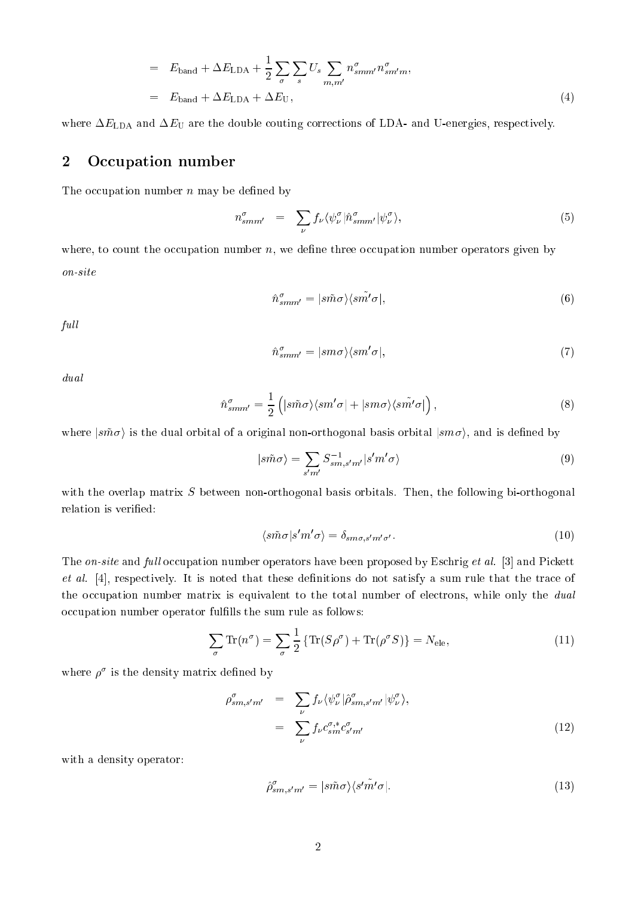$$
\begin{aligned}
&= E_{\rm band} + \Delta E_{\rm LDA} + \frac{1}{2}\sum_{\sigma}\sum_{s} U_s \sum_{m,m'} n^{\sigma}_{smm'} n^{\sigma}_{sm'm}, \\
&= E_{\rm band} + \Delta E_{\rm LDA} + \Delta E_{\rm U},
\end{aligned}
\tag{4}
$$

where $\Delta E_{\rm LDA}$ and $\Delta E_{\rm U}$ are the double couting corrections of LDA- and U-energies, respectively.

## 2 Occupation number

The occupation number $n$ may be defined by

$$
n^{\sigma}_{smm'} = \sum_{\nu} f_{\nu} \langle \psi^{\sigma}_{\nu} | \hat{n}^{\sigma}_{smm'} | \psi^{\sigma}_{\nu} \rangle,
\tag{5}
$$

where, to count the occupation number $n$, we define three occupation number operators given by

*on-site*

$$
\hat{n}^{\sigma}_{smm'} = |s\tilde{m}\sigma\rangle\langle s\tilde{m'}\sigma|,
\tag{6}
$$

*full*

$$
\hat{n}^{\sigma}_{smm'} = |sm\sigma\rangle\langle sm'\sigma|,
\tag{7}
$$

*dual*

$$
\hat{n}^{\sigma}_{smm'} = \frac{1}{2}\left( |s\tilde{m}\sigma\rangle\langle sm'\sigma| + |sm\sigma\rangle\langle s\tilde{m'}\sigma| \right),
\tag{8}
$$

where $|s\tilde{m}\sigma\rangle$ is the dual orbital of a original non-orthogonal basis orbital $|sm\sigma\rangle$, and is defined by

$$
|s\tilde{m}\sigma\rangle = \sum_{s'm'} S^{-1}_{sm,s'm'} |s'm'\sigma\rangle
\tag{9}
$$

with the overlap matrix $S$ between non-orthogonal basis orbitals. Then, the following bi-orthogonal relation is verified:

$$
\langle s\tilde{m}\sigma | s'm'\sigma \rangle = \delta_{sm\sigma, s'm'\sigma'}.
\tag{10}
$$

The *on-site* and *full* occupation number operators have been proposed by Eschrig *et al.* [3] and Pickett *et al.* [4], respectively. It is noted that these definitions do not satisfy a sum rule that the trace of the occupation number matrix is equivalent to the total number of electrons, while only the *dual* occupation number operator fulfills the sum rule as follows:

$$
\sum_{\sigma} {\rm Tr}(n^{\sigma}) = \sum_{\sigma} \frac{1}{2}\left\{ {\rm Tr}(S\rho^{\sigma}) + {\rm Tr}(\rho^{\sigma} S) \right\} = N_{\rm ele},
\tag{11}
$$

where $\rho^{\sigma}$ is the density matrix defined by

$$
\begin{aligned}
\rho^{\sigma}_{sm,s'm'} &= \sum_{\nu} f_{\nu} \langle \psi^{\sigma}_{\nu} | \hat{\rho}^{\sigma}_{sm,s'm'} | \psi^{\sigma}_{\nu} \rangle, \\
&= \sum_{\nu} f_{\nu} c^{\sigma,*}_{sm} c^{\sigma}_{s'm'}
\end{aligned}
\tag{12}
$$

with a density operator:

$$
\hat{\rho}^{\sigma}_{sm,s'm'} = |s\tilde{m}\sigma\rangle\langle s'\tilde{m'}\sigma|.
\tag{13}
$$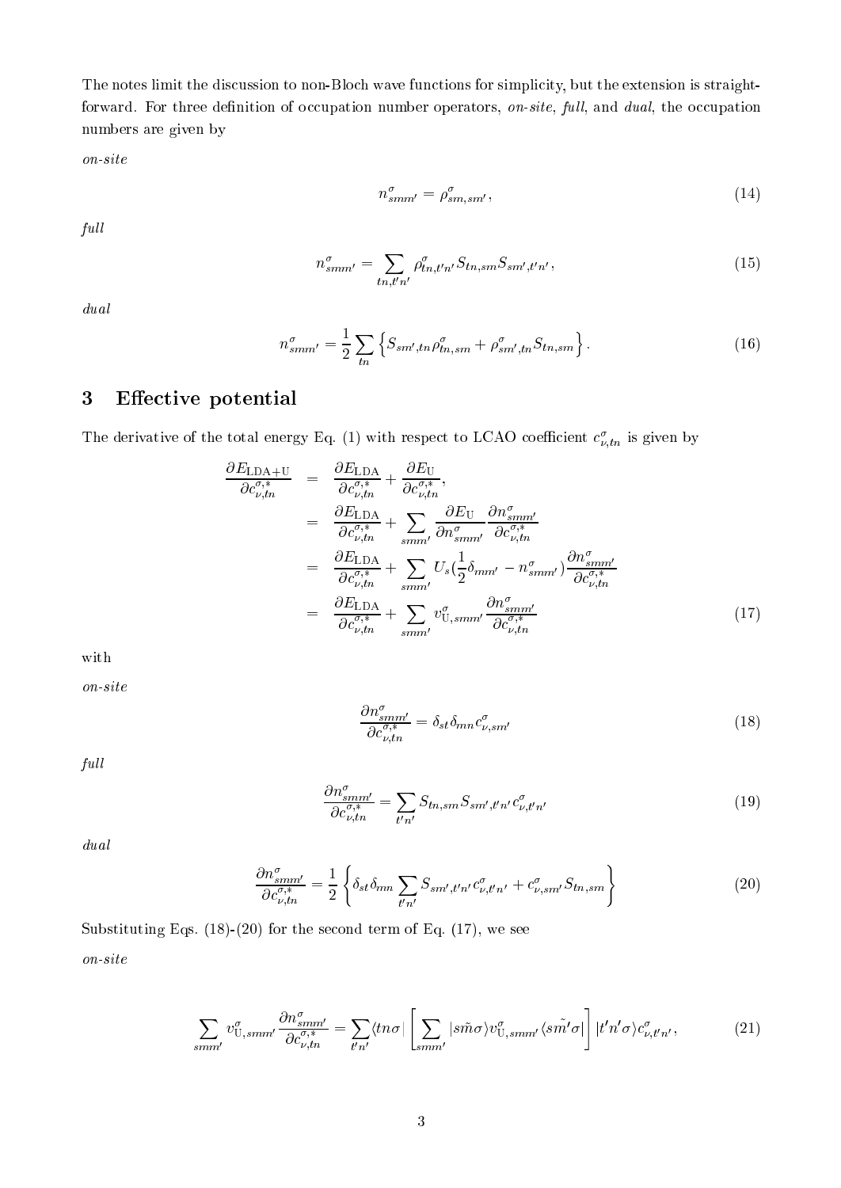The notes limit the discussion to non-Bloch wave functions for simplicity, but the extension is straightforward. For three definition of occupation number operators, *on-site*, *full*, and *dual*, the occupation numbers are given by

*on-site*

$$n^{\sigma}_{smm'} = \rho^{\sigma}_{sm,sm'}, \tag{14}$$

*full*

$$n^{\sigma}_{smm'} = \sum_{tn,t'n'} \rho^{\sigma}_{tn,t'n'} S_{tn,sm} S_{sm',t'n'}, \tag{15}$$

*dual*

$$n^{\sigma}_{smm'} = \frac{1}{2} \sum_{tn} \left\{ S_{sm',tn} \rho^{\sigma}_{tn,sm} + \rho^{\sigma}_{sm',tn} S_{tn,sm} \right\}. \tag{16}$$

## 3 Effective potential

The derivative of the total energy Eq. (1) with respect to LCAO coefficient $c^{\sigma}_{\nu,tn}$ is given by

$$\begin{aligned}
\frac{\partial E_{\rm LDA+U}}{\partial c^{\sigma,*}_{\nu,tn}} &= \frac{\partial E_{\rm LDA}}{\partial c^{\sigma,*}_{\nu,tn}} + \frac{\partial E_{\rm U}}{\partial c^{\sigma,*}_{\nu,tn}}, \\
&= \frac{\partial E_{\rm LDA}}{\partial c^{\sigma,*}_{\nu,tn}} + \sum_{smm'} \frac{\partial E_{\rm U}}{\partial n^{\sigma}_{smm'}} \frac{\partial n^{\sigma}_{smm'}}{\partial c^{\sigma,*}_{\nu,tn}} \\
&= \frac{\partial E_{\rm LDA}}{\partial c^{\sigma,*}_{\nu,tn}} + \sum_{smm'} U_s (\frac{1}{2}\delta_{mm'} - n^{\sigma}_{smm'}) \frac{\partial n^{\sigma}_{smm'}}{\partial c^{\sigma,*}_{\nu,tn}} \\
&= \frac{\partial E_{\rm LDA}}{\partial c^{\sigma,*}_{\nu,tn}} + \sum_{smm'} v^{\sigma}_{{\rm U},smm'} \frac{\partial n^{\sigma}_{smm'}}{\partial c^{\sigma,*}_{\nu,tn}}
\end{aligned} \tag{17}$$

with

*on-site*

$$\frac{\partial n^{\sigma}_{smm'}}{\partial c^{\sigma,*}_{\nu,tn}} = \delta_{st} \delta_{mn} c^{\sigma}_{\nu,sm'} \tag{18}$$

*full*

$$\frac{\partial n^{\sigma}_{smm'}}{\partial c^{\sigma,*}_{\nu,tn}} = \sum_{t'n'} S_{tn,sm} S_{sm',t'n'} c^{\sigma}_{\nu,t'n'} \tag{19}$$

*dual*

$$\frac{\partial n^{\sigma}_{smm'}}{\partial c^{\sigma,*}_{\nu,tn}} = \frac{1}{2} \left\{ \delta_{st} \delta_{mn} \sum_{t'n'} S_{sm',t'n'} c^{\sigma}_{\nu,t'n'} + c^{\sigma}_{\nu,sm'} S_{tn,sm} \right\} \tag{20}$$

Substituting Eqs. (18)-(20) for the second term of Eq. (17), we see

*on-site*

$$\sum_{smm'} v^{\sigma}_{{\rm U},smm'} \frac{\partial n^{\sigma}_{smm'}}{\partial c^{\sigma,*}_{\nu,tn}} = \sum_{t'n'} \langle tn\sigma | \left[ \sum_{smm'} | s\tilde{m}\sigma \rangle v^{\sigma}_{{\rm U},smm'} \langle s\tilde{m'}\sigma | \right] | t'n'\sigma \rangle c^{\sigma}_{\nu,t'n'}, \tag{21}$$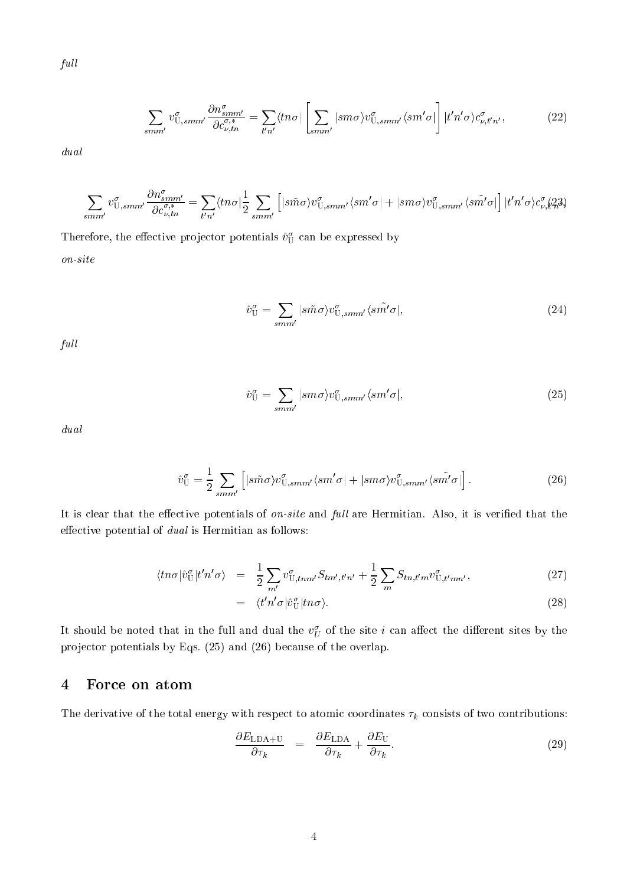*full*

$$\sum_{smm'} v^{\sigma}_{\mathrm{U},smm'} \frac{\partial n^{\sigma}_{smm'}}{\partial c^{\sigma,*}_{\nu,tn}} = \sum_{t'n'} \langle tn\sigma| \left[ \sum_{smm'} |sm\sigma\rangle v^{\sigma}_{\mathrm{U},smm'} \langle sm'\sigma| \right] |t'n'\sigma\rangle c^{\sigma}_{\nu,t'n'}, \tag{22}$$

*dual*

$$\sum_{smm'} v^{\sigma}_{\mathrm{U},smm'} \frac{\partial n^{\sigma}_{smm'}}{\partial c^{\sigma,*}_{\nu,tn}} = \sum_{t'n'} \langle tn\sigma| \frac{1}{2} \sum_{smm'} \left[ |s\tilde{m}\sigma\rangle v^{\sigma}_{\mathrm{U},smm'} \langle sm'\sigma| + |sm\sigma\rangle v^{\sigma}_{\mathrm{U},smm'} \langle s\tilde{m'}\sigma| \right] |t'n'\sigma\rangle c^{\sigma}_{\nu,t'n'}. \tag{23}$$

Therefore, the effective projector potentials $\hat{v}^{\sigma}_{\mathrm{U}}$ can be expressed by

*on-site*

$$\hat{v}^{\sigma}_{\mathrm{U}} = \sum_{smm'} |s\tilde{m}\sigma\rangle v^{\sigma}_{\mathrm{U},smm'} \langle s\tilde{m'}\sigma|, \tag{24}$$

*full*

$$\hat{v}^{\sigma}_{\mathrm{U}} = \sum_{smm'} |sm\sigma\rangle v^{\sigma}_{\mathrm{U},smm'} \langle sm'\sigma|, \tag{25}$$

*dual*

$$\hat{v}^{\sigma}_{\mathrm{U}} = \frac{1}{2} \sum_{smm'} \left[ |s\tilde{m}\sigma\rangle v^{\sigma}_{\mathrm{U},smm'} \langle sm'\sigma| + |sm\sigma\rangle v^{\sigma}_{\mathrm{U},smm'} \langle s\tilde{m'}\sigma| \right]. \tag{26}$$

It is clear that the effective potentials of *on-site* and *full* are Hermitian. Also, it is verified that the effective potential of *dual* is Hermitian as follows:

$$\langle tn\sigma|\hat{v}^{\sigma}_{\mathrm{U}}|t'n'\sigma\rangle = \frac{1}{2} \sum_{m'} v^{\sigma}_{\mathrm{U},tnm'} S_{tm',t'n'} + \frac{1}{2} \sum_{m} S_{tn,t'm} v^{\sigma}_{\mathrm{U},t'mn'}, \tag{27}$$

$$= \langle t'n'\sigma|\hat{v}^{\sigma}_{\mathrm{U}}|tn\sigma\rangle. \tag{28}$$

It should be noted that in the full and dual the $v^{\sigma}_{U}$ of the site $i$ can affect the different sites by the projector potentials by Eqs. (25) and (26) because of the overlap.

## 4 Force on atom

The derivative of the total energy with respect to atomic coordinates $\tau_k$ consists of two contributions:

$$\frac{\partial E_{\mathrm{LDA+U}}}{\partial \tau_k} = \frac{\partial E_{\mathrm{LDA}}}{\partial \tau_k} + \frac{\partial E_{\mathrm{U}}}{\partial \tau_k}. \tag{29}$$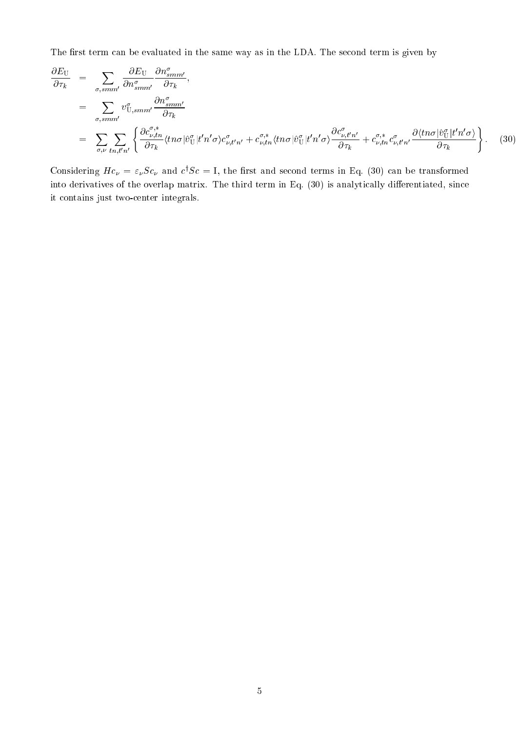The first term can be evaluated in the same way as in the LDA. The second term is given by

$$
\begin{aligned}
\frac{\partial E_{\rm U}}{\partial \tau_k} &= \sum_{\sigma, smm'} \frac{\partial E_{\rm U}}{\partial n^{\sigma}_{smm'}} \frac{\partial n^{\sigma}_{smm'}}{\partial \tau_k}, \\
&= \sum_{\sigma, smm'} v^{\sigma}_{{\rm U},smm'} \frac{\partial n^{\sigma}_{smm'}}{\partial \tau_k} \\
&= \sum_{\sigma,\nu} \sum_{tn,t'n'} \left\{ \frac{\partial c^{\sigma,*}_{\nu,tn}}{\partial \tau_k} \langle tn\sigma | \hat{v}^{\sigma}_{\rm U} | t'n'\sigma \rangle c^{\sigma}_{\nu,t'n'} + c^{\sigma,*}_{\nu,tn} \langle tn\sigma | \hat{v}^{\sigma}_{\rm U} | t'n'\sigma \rangle \frac{\partial c^{\sigma}_{\nu,t'n'}}{\partial \tau_k} + c^{\sigma,*}_{\nu,tn} c^{\sigma}_{\nu,t'n'} \frac{\partial \langle tn\sigma | \hat{v}^{\sigma}_{\rm U} | t'n'\sigma \rangle}{\partial \tau_k} \right\}.
\end{aligned}
\tag{30}
$$

Considering $Hc_{\nu} = \varepsilon_{\nu} S c_{\nu}$ and $c^{\dagger} S c = {\rm I}$, the first and second terms in Eq. (30) can be transformed into derivatives of the overlap matrix. The third term in Eq. (30) is analytically differentiated, since it contains just two-center integrals.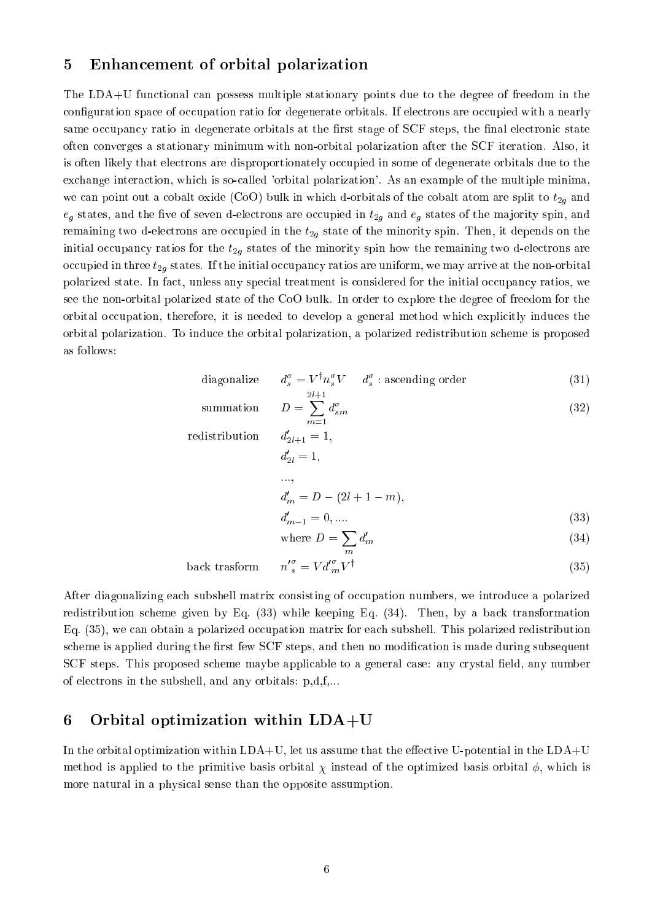## 5 Enhancement of orbital polarization

The LDA+U functional can possess multiple stationary points due to the degree of freedom in the configuration space of occupation ratio for degenerate orbitals. If electrons are occupied with a nearly same occupancy ratio in degenerate orbitals at the first stage of SCF steps, the final electronic state often converges a stationary minimum with non-orbital polarization after the SCF iteration. Also, it is often likely that electrons are disproportionately occupied in some of degenerate orbitals due to the exchange interaction, which is so-called 'orbital polarization'. As an example of the multiple minima, we can point out a cobalt oxide (CoO) bulk in which d-orbitals of the cobalt atom are split to $t_{2g}$ and $e_g$ states, and the five of seven d-electrons are occupied in $t_{2g}$ and $e_g$ states of the majority spin, and remaining two d-electrons are occupied in the $t_{2g}$ state of the minority spin. Then, it depends on the initial occupancy ratios for the $t_{2g}$ states of the minority spin how the remaining two d-electrons are occupied in three $t_{2g}$ states. If the initial occupancy ratios are uniform, we may arrive at the non-orbital polarized state. In fact, unless any special treatment is considered for the initial occupancy ratios, we see the non-orbital polarized state of the CoO bulk. In order to explore the degree of freedom for the orbital occupation, therefore, it is needed to develop a general method which explicitly induces the orbital polarization. To induce the orbital polarization, a polarized redistribution scheme is proposed as follows:

$$\text{diagonalize} \qquad d_s^{\sigma} = V^{\dagger} n_s^{\sigma} V \qquad d_s^{\sigma} : \text{ascending order} \tag{31}$$

$$\text{summation} \qquad D = \sum_{m=1}^{2l+1} d_{sm}^{\sigma} \tag{32}$$

$$\begin{aligned} \text{redistribution} \qquad & d'_{2l+1} = 1, \\ & d'_{2l} = 1, \\ & ..., \\ & d'_m = D - (2l + 1 - m), \\ & d'_{m-1} = 0, .... \end{aligned} \tag{33}$$

$$\text{where } D = \sum_m d'_m \tag{34}$$

$$\text{back trasform} \qquad n'^{\sigma}_s = V d'^{\sigma}_m V^{\dagger} \tag{35}$$

After diagonalizing each subshell matrix consisting of occupation numbers, we introduce a polarized redistribution scheme given by Eq. (33) while keeping Eq. (34). Then, by a back transformation Eq. (35), we can obtain a polarized occupation matrix for each subshell. This polarized redistribution scheme is applied during the first few SCF steps, and then no modification is made during subsequent SCF steps. This proposed scheme maybe applicable to a general case: any crystal field, any number of electrons in the subshell, and any orbitals: p,d,f,...

## 6 Orbital optimization within LDA+U

In the orbital optimization within LDA+U, let us assume that the effective U-potential in the LDA+U method is applied to the primitive basis orbital $\chi$ instead of the optimized basis orbital $\phi$, which is more natural in a physical sense than the opposite assumption.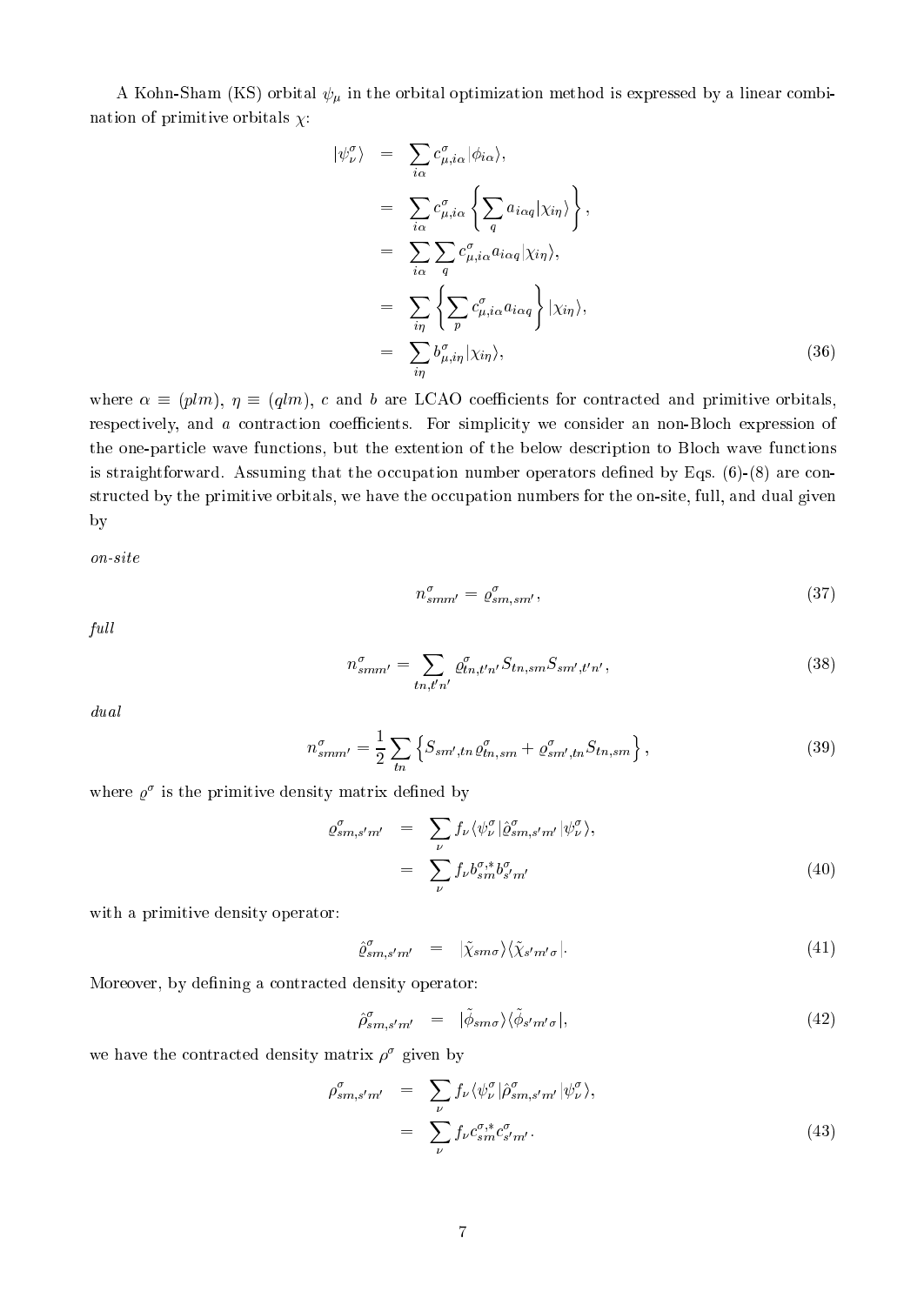A Kohn-Sham (KS) orbital $\psi_\mu$ in the orbital optimization method is expressed by a linear combination of primitive orbitals $\chi$:

$$
\begin{aligned}
|\psi^\sigma_\nu\rangle &= \sum_{i\alpha} c^\sigma_{\mu,i\alpha}|\phi_{i\alpha}\rangle, \\
&= \sum_{i\alpha} c^\sigma_{\mu,i\alpha}\left\{\sum_q a_{i\alpha q}|\chi_{i\eta}\rangle\right\}, \\
&= \sum_{i\alpha}\sum_q c^\sigma_{\mu,i\alpha}a_{i\alpha q}|\chi_{i\eta}\rangle, \\
&= \sum_{i\eta}\left\{\sum_p c^\sigma_{\mu,i\alpha}a_{i\alpha q}\right\}|\chi_{i\eta}\rangle, \\
&= \sum_{i\eta} b^\sigma_{\mu,i\eta}|\chi_{i\eta}\rangle,
\end{aligned}
\tag{36}
$$

where $\alpha \equiv (plm)$, $\eta \equiv (qlm)$, $c$ and $b$ are LCAO coefficients for contracted and primitive orbitals, respectively, and $a$ contraction coefficients. For simplicity we consider an non-Bloch expression of the one-particle wave functions, but the extention of the below description to Bloch wave functions is straightforward. Assuming that the occupation number operators defined by Eqs. (6)-(8) are constructed by the primitive orbitals, we have the occupation numbers for the on-site, full, and dual given by

*on-site*

$$
n^\sigma_{smm'} = \varrho^\sigma_{sm,sm'}, \tag{37}
$$

*full*

$$
n^\sigma_{smm'} = \sum_{tn,t'n'} \varrho^\sigma_{tn,t'n'} S_{tn,sm} S_{sm',t'n'}, \tag{38}
$$

*dual*

$$
n^\sigma_{smm'} = \frac{1}{2}\sum_{tn}\left\{S_{sm',tn}\varrho^\sigma_{tn,sm} + \varrho^\sigma_{sm',tn}S_{tn,sm}\right\}, \tag{39}
$$

where $\varrho^\sigma$ is the primitive density matrix defined by

$$
\begin{aligned}
\varrho^\sigma_{sm,s'm'} &= \sum_\nu f_\nu \langle\psi^\sigma_\nu|\hat{\varrho}^\sigma_{sm,s'm'}|\psi^\sigma_\nu\rangle, \\
&= \sum_\nu f_\nu b^{\sigma,*}_{sm} b^\sigma_{s'm'}
\end{aligned}
\tag{40}
$$

with a primitive density operator:

$$
\hat{\varrho}^\sigma_{sm,s'm'} = |\tilde{\chi}_{sm\sigma}\rangle\langle\tilde{\chi}_{s'm'\sigma}|. \tag{41}
$$

Moreover, by defining a contracted density operator:

$$
\hat{\rho}^\sigma_{sm,s'm'} = |\tilde{\phi}_{sm\sigma}\rangle\langle\tilde{\phi}_{s'm'\sigma}|, \tag{42}
$$

we have the contracted density matrix $\rho^\sigma$ given by

$$
\begin{aligned}
\rho^\sigma_{sm,s'm'} &= \sum_\nu f_\nu \langle\psi^\sigma_\nu|\hat{\rho}^\sigma_{sm,s'm'}|\psi^\sigma_\nu\rangle, \\
&= \sum_\nu f_\nu c^{\sigma,*}_{sm} c^\sigma_{s'm'}.
\end{aligned}
\tag{43}
$$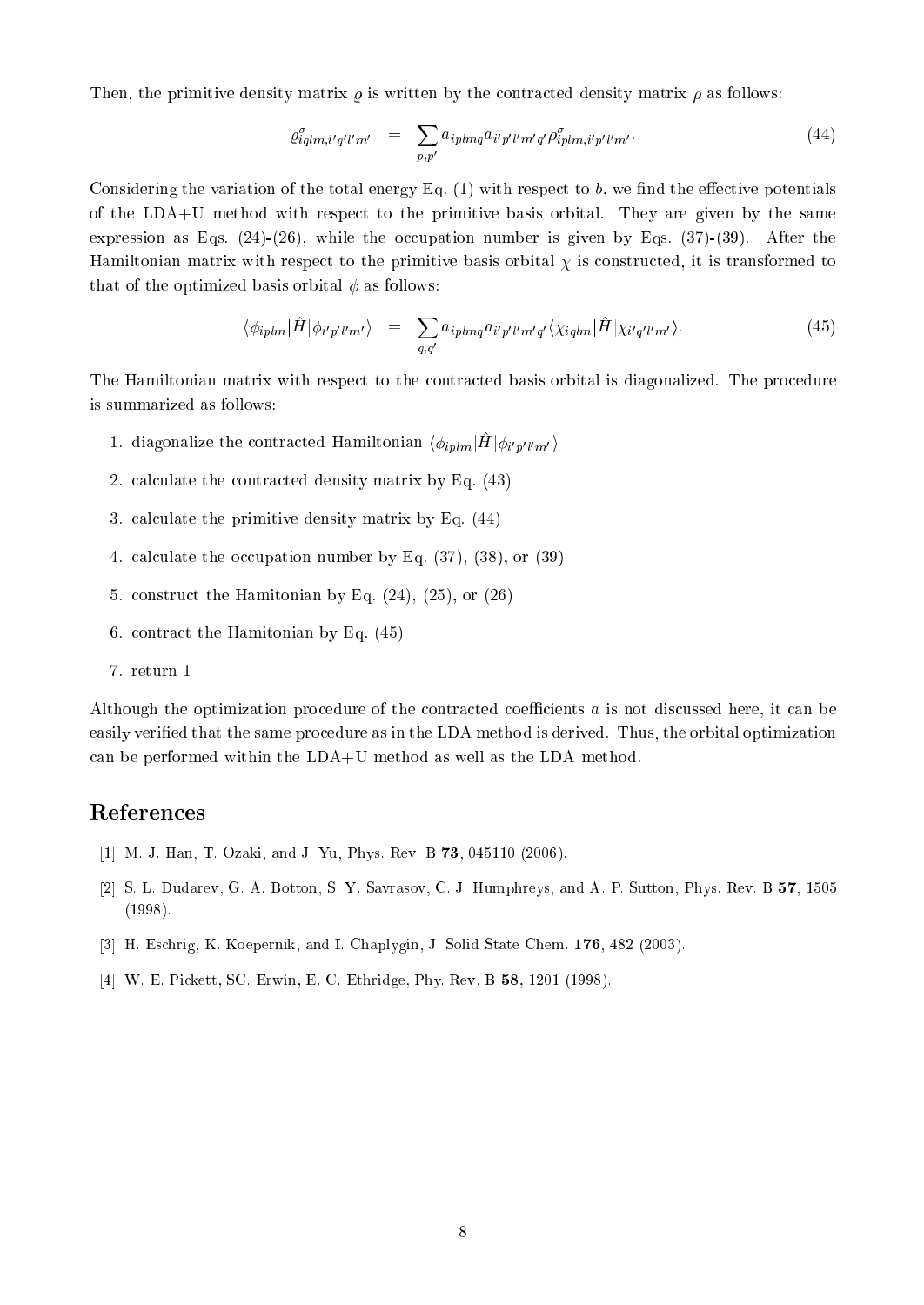Then, the primitive density matrix $\varrho$ is written by the contracted density matrix $\rho$ as follows:

$$
\varrho^{\sigma}_{iqlm,i'q'l'm'} = \sum_{p,p'} a_{iplmq} a_{i'p'l'm'q'} \rho^{\sigma}_{iplm,i'p'l'm'}. \tag{44}
$$

Considering the variation of the total energy Eq. (1) with respect to $b$, we find the effective potentials of the LDA+U method with respect to the primitive basis orbital. They are given by the same expression as Eqs. (24)-(26), while the occupation number is given by Eqs. (37)-(39). After the Hamiltonian matrix with respect to the primitive basis orbital $\chi$ is constructed, it is transformed to that of the optimized basis orbital $\phi$ as follows:

$$
\langle \phi_{iplm} | \hat{H} | \phi_{i'p'l'm'} \rangle = \sum_{q,q'} a_{iplmq} a_{i'p'l'm'q'} \langle \chi_{iqlm} | \hat{H} | \chi_{i'q'l'm'} \rangle. \tag{45}
$$

The Hamiltonian matrix with respect to the contracted basis orbital is diagonalized. The procedure is summarized as follows:

1. diagonalize the contracted Hamiltonian $\langle \phi_{iplm} | \hat{H} | \phi_{i'p'l'm'} \rangle$
2. calculate the contracted density matrix by Eq. (43)
3. calculate the primitive density matrix by Eq. (44)
4. calculate the occupation number by Eq. (37), (38), or (39)
5. construct the Hamitonian by Eq. (24), (25), or (26)
6. contract the Hamitonian by Eq. (45)
7. return 1

Although the optimization procedure of the contracted coefficients $a$ is not discussed here, it can be easily verified that the same procedure as in the LDA method is derived. Thus, the orbital optimization can be performed within the LDA+U method as well as the LDA method.

## References

[1] M. J. Han, T. Ozaki, and J. Yu, Phys. Rev. B **73**, 045110 (2006).

[2] S. L. Dudarev, G. A. Botton, S. Y. Savrasov, C. J. Humphreys, and A. P. Sutton, Phys. Rev. B **57**, 1505 (1998).

[3] H. Eschrig, K. Koepernik, and I. Chaplygin, J. Solid State Chem. **176**, 482 (2003).

[4] W. E. Pickett, SC. Erwin, E. C. Ethridge, Phy. Rev. B **58**, 1201 (1998).